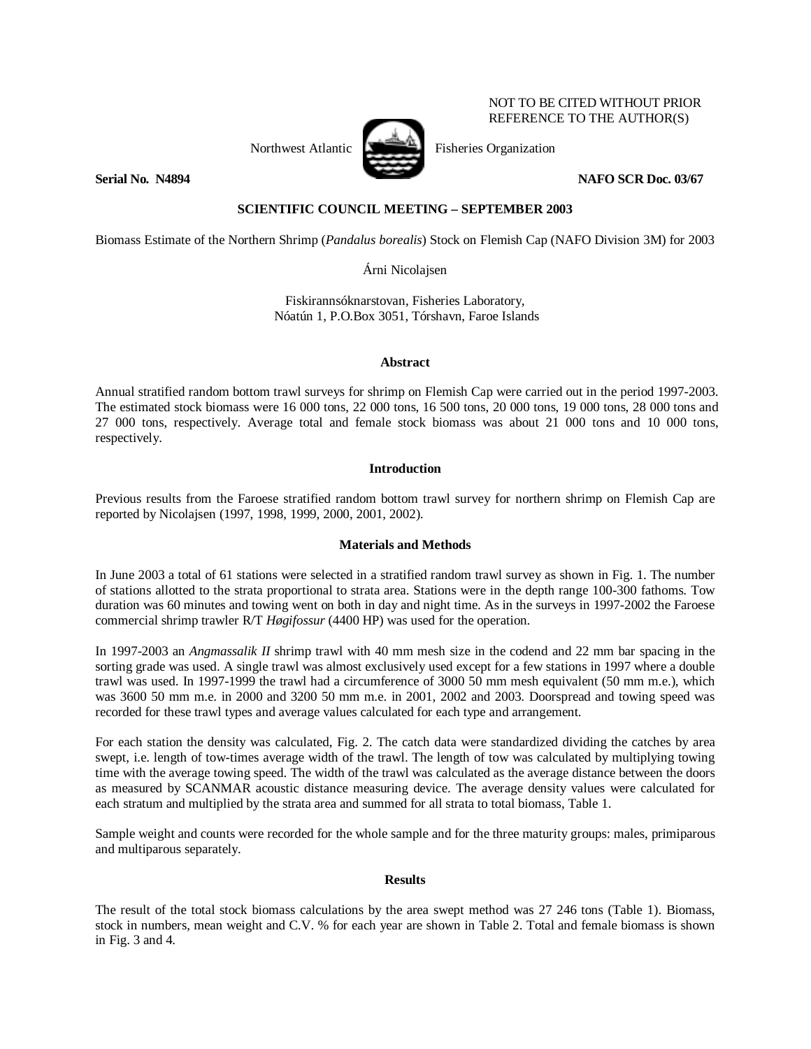NOT TO BE CITED WITHOUT PRIOR REFERENCE TO THE AUTHOR(S)

Northwest Atlantic Fisheries Organization

**Serial No. N4894** **NAFO SCR Doc. 03/67**

**SCIENTIFIC COUNCIL MEETING – SEPTEMBER 2003**

Biomass Estimate of the Northern Shrimp (*Pandalus borealis*) Stock on Flemish Cap (NAFO Division 3M) for 2003

Árni Nicolajsen

Fiskirannsóknarstovan, Fisheries Laboratory,
Nóatún 1, P.O.Box 3051, Tórshavn, Faroe Islands

## Abstract

Annual stratified random bottom trawl surveys for shrimp on Flemish Cap were carried out in the period 1997-2003. The estimated stock biomass were 16 000 tons, 22 000 tons, 16 500 tons, 20 000 tons, 19 000 tons, 28 000 tons and 27 000 tons, respectively. Average total and female stock biomass was about 21 000 tons and 10 000 tons, respectively.

## Introduction

Previous results from the Faroese stratified random bottom trawl survey for northern shrimp on Flemish Cap are reported by Nicolajsen (1997, 1998, 1999, 2000, 2001, 2002).

## Materials and Methods

In June 2003 a total of 61 stations were selected in a stratified random trawl survey as shown in Fig. 1. The number of stations allotted to the strata proportional to strata area. Stations were in the depth range 100-300 fathoms. Tow duration was 60 minutes and towing went on both in day and night time. As in the surveys in 1997-2002 the Faroese commercial shrimp trawler R/T *Høgifossur* (4400 HP) was used for the operation.

In 1997-2003 an *Angmassalik II* shrimp trawl with 40 mm mesh size in the codend and 22 mm bar spacing in the sorting grade was used. A single trawl was almost exclusively used except for a few stations in 1997 where a double trawl was used. In 1997-1999 the trawl had a circumference of 3000 50 mm mesh equivalent (50 mm m.e.), which was 3600 50 mm m.e. in 2000 and 3200 50 mm m.e. in 2001, 2002 and 2003. Doorspread and towing speed was recorded for these trawl types and average values calculated for each type and arrangement.

For each station the density was calculated, Fig. 2. The catch data were standardized dividing the catches by area swept, i.e. length of tow-times average width of the trawl. The length of tow was calculated by multiplying towing time with the average towing speed. The width of the trawl was calculated as the average distance between the doors as measured by SCANMAR acoustic distance measuring device. The average density values were calculated for each stratum and multiplied by the strata area and summed for all strata to total biomass, Table 1.

Sample weight and counts were recorded for the whole sample and for the three maturity groups: males, primiparous and multiparous separately.

## Results

The result of the total stock biomass calculations by the area swept method was 27 246 tons (Table 1). Biomass, stock in numbers, mean weight and C.V. % for each year are shown in Table 2. Total and female biomass is shown in Fig. 3 and 4.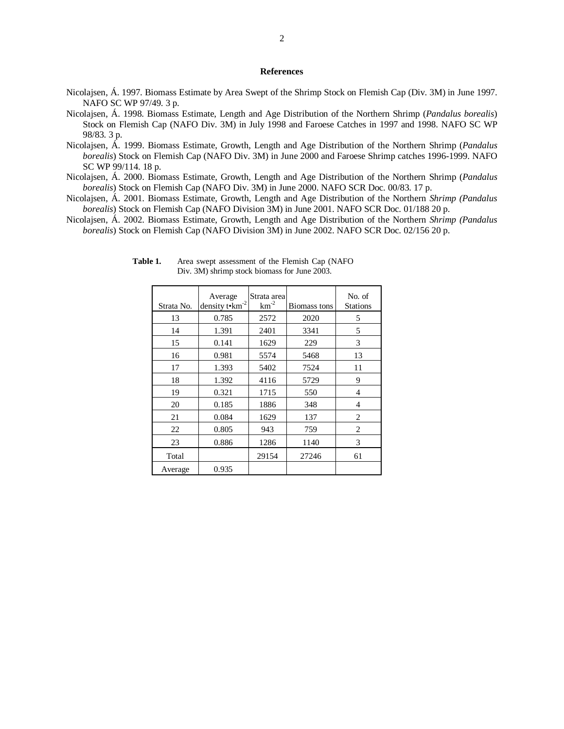## References

Nicolajsen, Á. 1997. Biomass Estimate by Area Swept of the Shrimp Stock on Flemish Cap (Div. 3M) in June 1997. NAFO SC WP 97/49. 3 p.

Nicolajsen, Á. 1998. Biomass Estimate, Length and Age Distribution of the Northern Shrimp (*Pandalus borealis*) Stock on Flemish Cap (NAFO Div. 3M) in July 1998 and Faroese Catches in 1997 and 1998. NAFO SC WP 98/83. 3 p.

Nicolajsen, Á. 1999. Biomass Estimate, Growth, Length and Age Distribution of the Northern Shrimp (*Pandalus borealis*) Stock on Flemish Cap (NAFO Div. 3M) in June 2000 and Faroese Shrimp catches 1996-1999. NAFO SC WP 99/114. 18 p.

Nicolajsen, Á. 2000. Biomass Estimate, Growth, Length and Age Distribution of the Northern Shrimp (*Pandalus borealis*) Stock on Flemish Cap (NAFO Div. 3M) in June 2000. NAFO SCR Doc. 00/83. 17 p.

Nicolajsen, Á. 2001. Biomass Estimate, Growth, Length and Age Distribution of the Northern *Shrimp (Pandalus borealis*) Stock on Flemish Cap (NAFO Division 3M) in June 2001. NAFO SCR Doc. 01/188 20 p.

Nicolajsen, Á. 2002. Biomass Estimate, Growth, Length and Age Distribution of the Northern *Shrimp (Pandalus borealis*) Stock on Flemish Cap (NAFO Division 3M) in June 2002. NAFO SCR Doc. 02/156 20 p.

**Table 1.** Area swept assessment of the Flemish Cap (NAFO Div. 3M) shrimp stock biomass for June 2003.

| Strata No. | Average density t•km$^{-2}$ | Strata area km$^{-2}$ | Biomass tons | No. of Stations |
|---|---|---|---|---|
| 13 | 0.785 | 2572 | 2020 | 5 |
| 14 | 1.391 | 2401 | 3341 | 5 |
| 15 | 0.141 | 1629 | 229 | 3 |
| 16 | 0.981 | 5574 | 5468 | 13 |
| 17 | 1.393 | 5402 | 7524 | 11 |
| 18 | 1.392 | 4116 | 5729 | 9 |
| 19 | 0.321 | 1715 | 550 | 4 |
| 20 | 0.185 | 1886 | 348 | 4 |
| 21 | 0.084 | 1629 | 137 | 2 |
| 22 | 0.805 | 943 | 759 | 2 |
| 23 | 0.886 | 1286 | 1140 | 3 |
| Total | | 29154 | 27246 | 61 |
| Average | 0.935 | | | |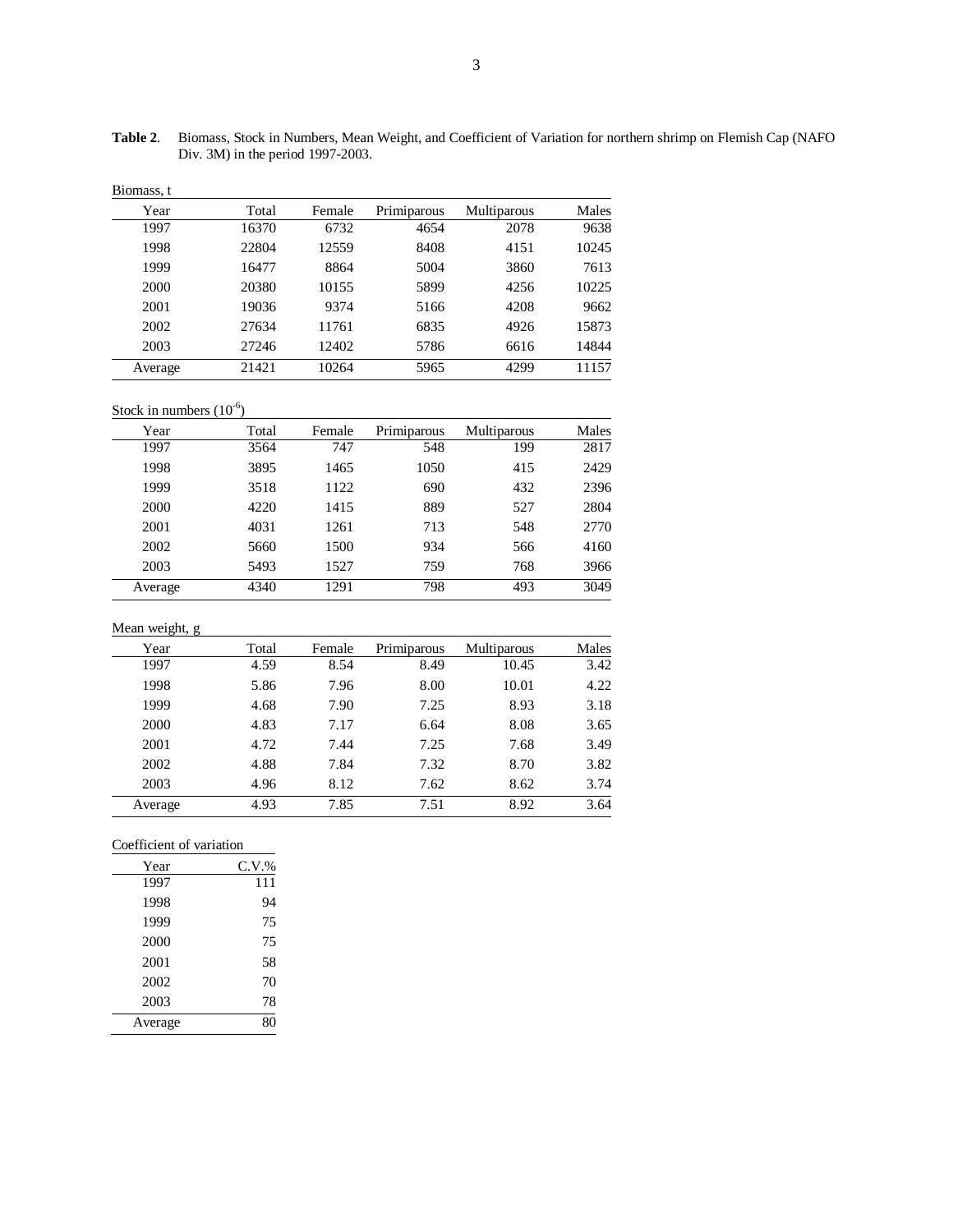**Table 2**. Biomass, Stock in Numbers, Mean Weight, and Coefficient of Variation for northern shrimp on Flemish Cap (NAFO Div. 3M) in the period 1997-2003.

Biomass, t

| Year | Total | Female | Primiparous | Multiparous | Males |
|---|---|---|---|---|---|
| 1997 | 16370 | 6732 | 4654 | 2078 | 9638 |
| 1998 | 22804 | 12559 | 8408 | 4151 | 10245 |
| 1999 | 16477 | 8864 | 5004 | 3860 | 7613 |
| 2000 | 20380 | 10155 | 5899 | 4256 | 10225 |
| 2001 | 19036 | 9374 | 5166 | 4208 | 9662 |
| 2002 | 27634 | 11761 | 6835 | 4926 | 15873 |
| 2003 | 27246 | 12402 | 5786 | 6616 | 14844 |
| Average | 21421 | 10264 | 5965 | 4299 | 11157 |

Stock in numbers ($10^{-6}$)

| Year | Total | Female | Primiparous | Multiparous | Males |
|---|---|---|---|---|---|
| 1997 | 3564 | 747 | 548 | 199 | 2817 |
| 1998 | 3895 | 1465 | 1050 | 415 | 2429 |
| 1999 | 3518 | 1122 | 690 | 432 | 2396 |
| 2000 | 4220 | 1415 | 889 | 527 | 2804 |
| 2001 | 4031 | 1261 | 713 | 548 | 2770 |
| 2002 | 5660 | 1500 | 934 | 566 | 4160 |
| 2003 | 5493 | 1527 | 759 | 768 | 3966 |
| Average | 4340 | 1291 | 798 | 493 | 3049 |

Mean weight, g

| Year | Total | Female | Primiparous | Multiparous | Males |
|---|---|---|---|---|---|
| 1997 | 4.59 | 8.54 | 8.49 | 10.45 | 3.42 |
| 1998 | 5.86 | 7.96 | 8.00 | 10.01 | 4.22 |
| 1999 | 4.68 | 7.90 | 7.25 | 8.93 | 3.18 |
| 2000 | 4.83 | 7.17 | 6.64 | 8.08 | 3.65 |
| 2001 | 4.72 | 7.44 | 7.25 | 7.68 | 3.49 |
| 2002 | 4.88 | 7.84 | 7.32 | 8.70 | 3.82 |
| 2003 | 4.96 | 8.12 | 7.62 | 8.62 | 3.74 |
| Average | 4.93 | 7.85 | 7.51 | 8.92 | 3.64 |

Coefficient of variation

| Year | C.V.% |
|---|---|
| 1997 | 111 |
| 1998 | 94 |
| 1999 | 75 |
| 2000 | 75 |
| 2001 | 58 |
| 2002 | 70 |
| 2003 | 78 |
| Average | 80 |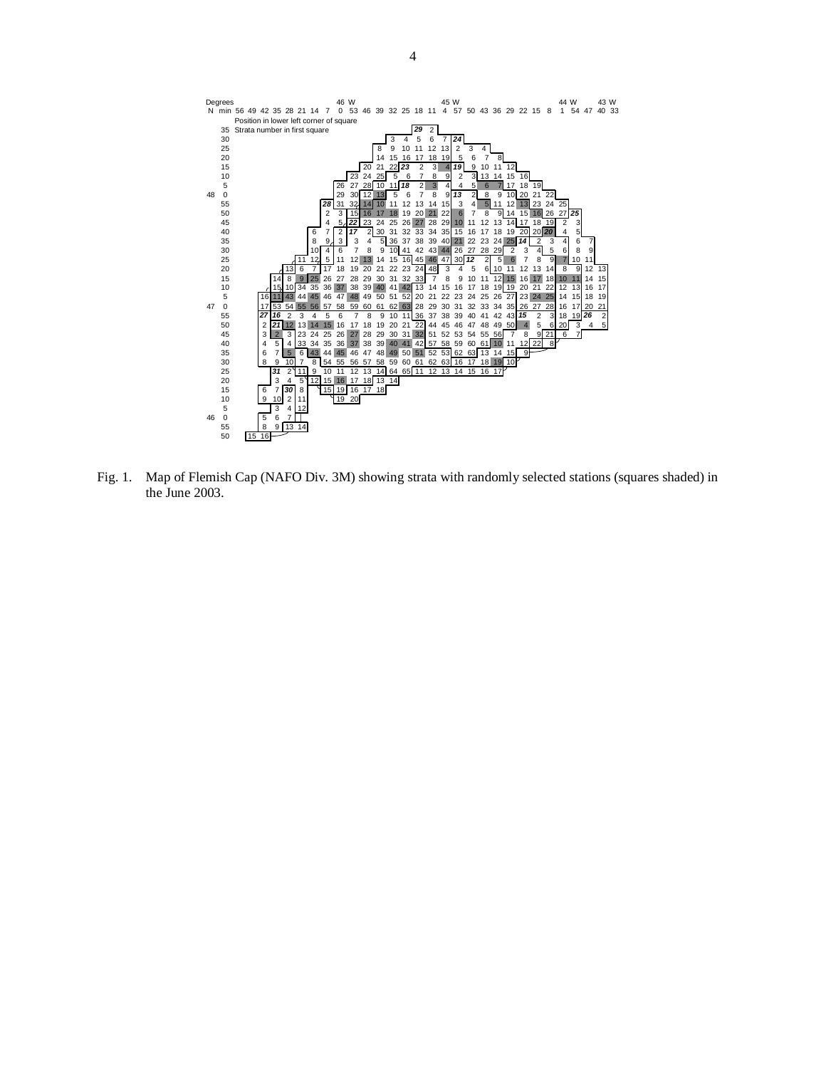Fig. 1. Map of Flemish Cap (NAFO Div. 3M) showing strata with randomly selected stations (squares shaded) in the June 2003.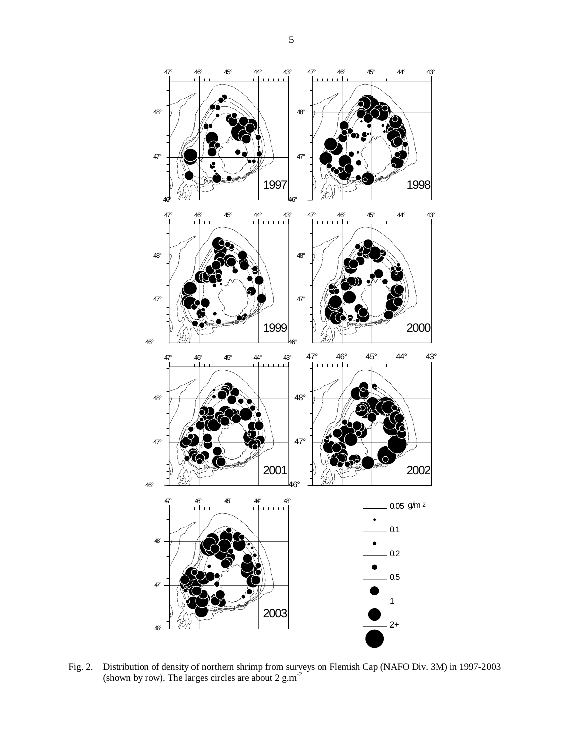Fig. 2. Distribution of density of northern shrimp from surveys on Flemish Cap (NAFO Div. 3M) in 1997-2003 (shown by row). The larges circles are about 2 $g.m^{-2}$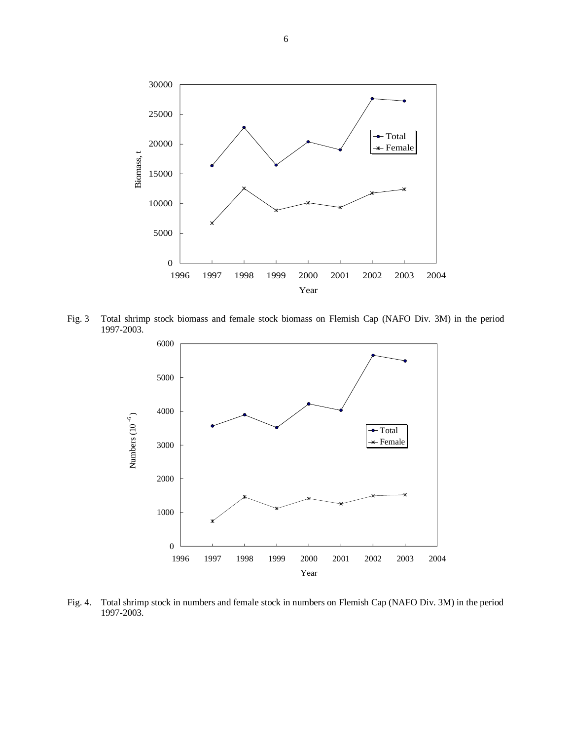30000
25000
20000
15000
10000
5000
0

Biomass, t

1996 1997 1998 1999 2000 2001 2002 2003 2004

Year

Total
Female

Fig. 3 Total shrimp stock biomass and female stock biomass on Flemish Cap (NAFO Div. 3M) in the period 1997-2003.

6000
5000
4000
3000
2000
1000
0

Numbers ($10^{-6}$)

1996 1997 1998 1999 2000 2001 2002 2003 2004

Year

Total
Female

Fig. 4. Total shrimp stock in numbers and female stock in numbers on Flemish Cap (NAFO Div. 3M) in the period 1997-2003.